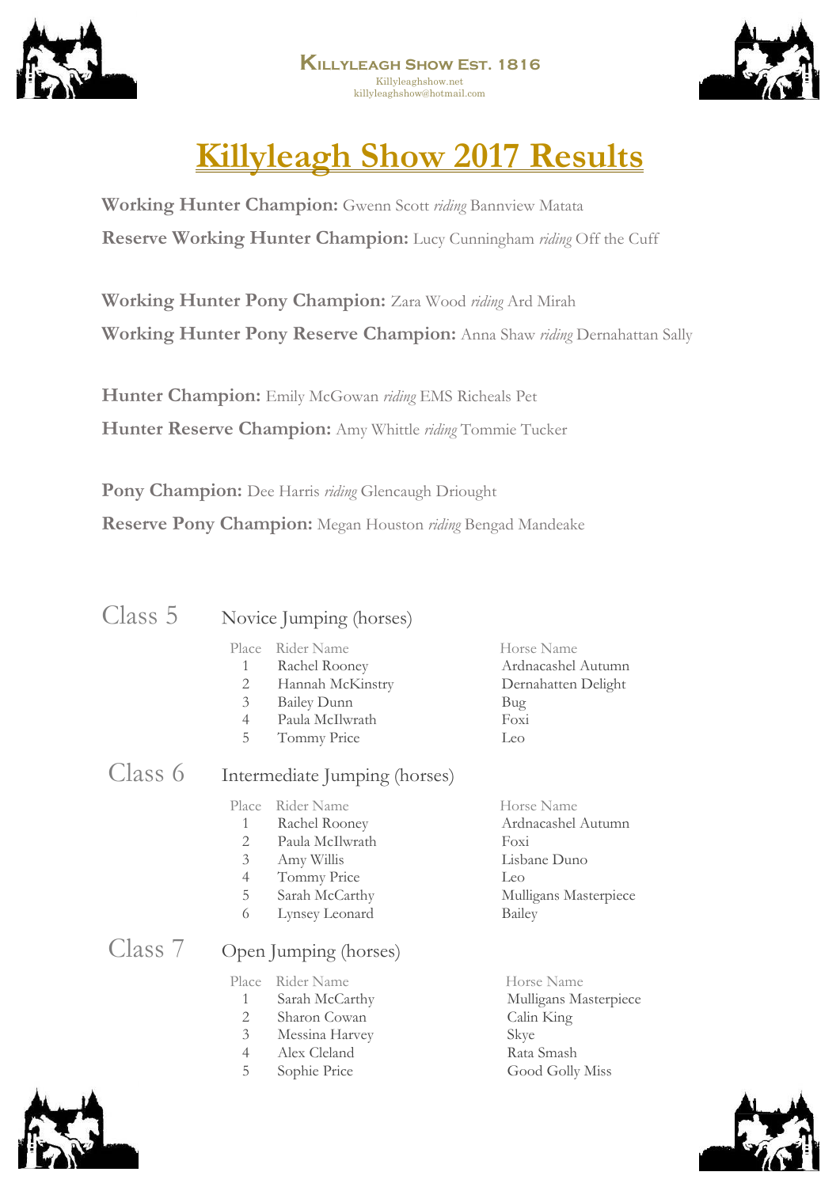**Killyleagh Show Est. 1816**
Killyleaghshow.net
killyleaghshow@hotmail.com

# Killyleagh Show 2017 Results

**Working Hunter Champion:** Gwenn Scott *riding* Bannview Matata

**Reserve Working Hunter Champion:** Lucy Cunningham *riding* Off the Cuff

**Working Hunter Pony Champion:** Zara Wood *riding* Ard Mirah

**Working Hunter Pony Reserve Champion:** Anna Shaw *riding* Dernahattan Sally

**Hunter Champion:** Emily McGowan *riding* EMS Richeals Pet

**Hunter Reserve Champion:** Amy Whittle *riding* Tommie Tucker

**Pony Champion:** Dee Harris *riding* Glencaugh Driought

**Reserve Pony Champion:** Megan Houston *riding* Bengad Mandeake

## Class 5 Novice Jumping (horses)

| Place | Rider Name | Horse Name |
|---|---|---|
| 1 | Rachel Rooney | Ardnacashel Autumn |
| 2 | Hannah McKinstry | Dernahatten Delight |
| 3 | Bailey Dunn | Bug |
| 4 | Paula McIlwrath | Foxi |
| 5 | Tommy Price | Leo |

## Class 6 Intermediate Jumping (horses)

| Place | Rider Name | Horse Name |
|---|---|---|
| 1 | Rachel Rooney | Ardnacashel Autumn |
| 2 | Paula McIlwrath | Foxi |
| 3 | Amy Willis | Lisbane Duno |
| 4 | Tommy Price | Leo |
| 5 | Sarah McCarthy | Mulligans Masterpiece |
| 6 | Lynsey Leonard | Bailey |

## Class 7 Open Jumping (horses)

| Place | Rider Name | Horse Name |
|---|---|---|
| 1 | Sarah McCarthy | Mulligans Masterpiece |
| 2 | Sharon Cowan | Calin King |
| 3 | Messina Harvey | Skye |
| 4 | Alex Cleland | Rata Smash |
| 5 | Sophie Price | Good Golly Miss |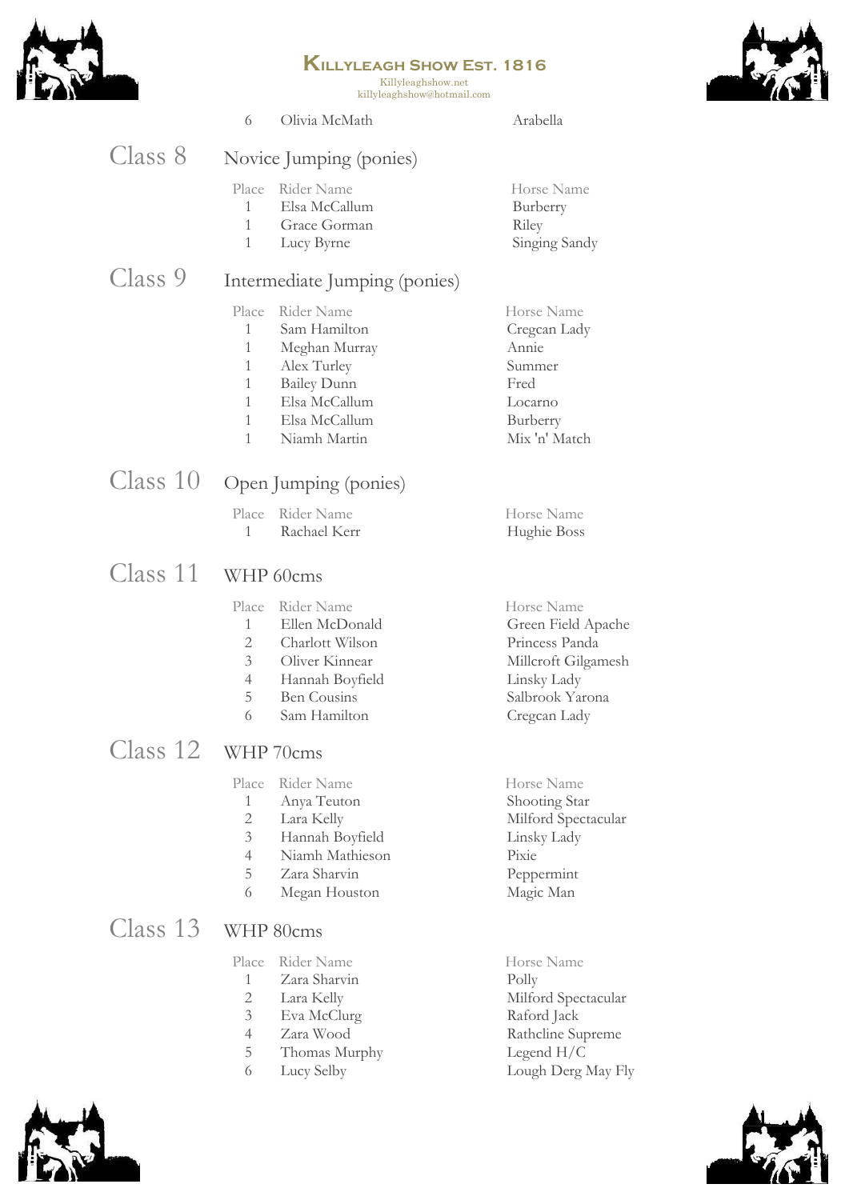| Place | Rider Name | Horse Name |
|---|---|---|
| 6 | Olivia McMath | Arabella |

## Class 8 Novice Jumping (ponies)

| Place | Rider Name | Horse Name |
|---|---|---|
| 1 | Elsa McCallum | Burberry |
| 1 | Grace Gorman | Riley |
| 1 | Lucy Byrne | Singing Sandy |

## Class 9 Intermediate Jumping (ponies)

| Place | Rider Name | Horse Name |
|---|---|---|
| 1 | Sam Hamilton | Cregcan Lady |
| 1 | Meghan Murray | Annie |
| 1 | Alex Turley | Summer |
| 1 | Bailey Dunn | Fred |
| 1 | Elsa McCallum | Locarno |
| 1 | Elsa McCallum | Burberry |
| 1 | Niamh Martin | Mix 'n' Match |

## Class 10 Open Jumping (ponies)

| Place | Rider Name | Horse Name |
|---|---|---|
| 1 | Rachael Kerr | Hughie Boss |

## Class 11 WHP 60cms

| Place | Rider Name | Horse Name |
|---|---|---|
| 1 | Ellen McDonald | Green Field Apache |
| 2 | Charlott Wilson | Princess Panda |
| 3 | Oliver Kinnear | Millcroft Gilgamesh |
| 4 | Hannah Boyfield | Linsky Lady |
| 5 | Ben Cousins | Salbrook Yarona |
| 6 | Sam Hamilton | Cregcan Lady |

## Class 12 WHP 70cms

| Place | Rider Name | Horse Name |
|---|---|---|
| 1 | Anya Teuton | Shooting Star |
| 2 | Lara Kelly | Milford Spectacular |
| 3 | Hannah Boyfield | Linsky Lady |
| 4 | Niamh Mathieson | Pixie |
| 5 | Zara Sharvin | Peppermint |
| 6 | Megan Houston | Magic Man |

## Class 13 WHP 80cms

| Place | Rider Name | Horse Name |
|---|---|---|
| 1 | Zara Sharvin | Polly |
| 2 | Lara Kelly | Milford Spectacular |
| 3 | Eva McClurg | Raford Jack |
| 4 | Zara Wood | Rathcline Supreme |
| 5 | Thomas Murphy | Legend H/C |
| 6 | Lucy Selby | Lough Derg May Fly |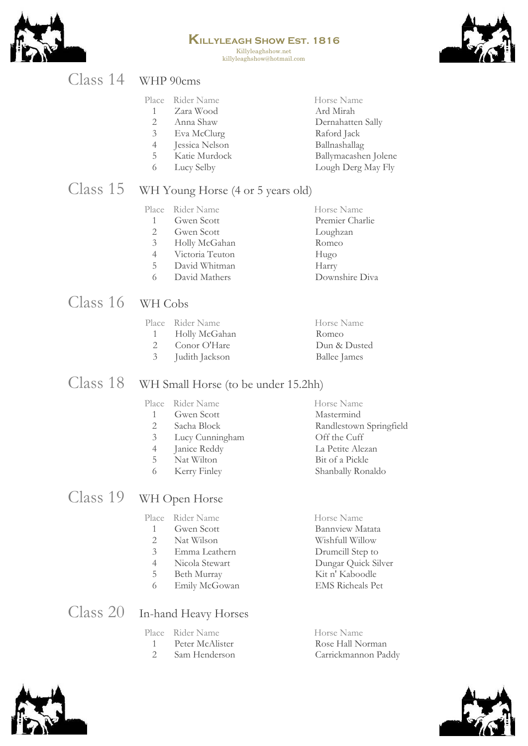## Class 14 WHP 90cms

| Place | Rider Name | Horse Name |
|---|---|---|
| 1 | Zara Wood | Ard Mirah |
| 2 | Anna Shaw | Dernahatten Sally |
| 3 | Eva McClurg | Raford Jack |
| 4 | Jessica Nelson | Ballnashallag |
| 5 | Katie Murdock | Ballymacashen Jolene |
| 6 | Lucy Selby | Lough Derg May Fly |

## Class 15 WH Young Horse (4 or 5 years old)

| Place | Rider Name | Horse Name |
|---|---|---|
| 1 | Gwen Scott | Premier Charlie |
| 2 | Gwen Scott | Loughzan |
| 3 | Holly McGahan | Romeo |
| 4 | Victoria Teuton | Hugo |
| 5 | David Whitman | Harry |
| 6 | David Mathers | Downshire Diva |

## Class 16 WH Cobs

| Place | Rider Name | Horse Name |
|---|---|---|
| 1 | Holly McGahan | Romeo |
| 2 | Conor O'Hare | Dun & Dusted |
| 3 | Judith Jackson | Ballee James |

## Class 18 WH Small Horse (to be under 15.2hh)

| Place | Rider Name | Horse Name |
|---|---|---|
| 1 | Gwen Scott | Mastermind |
| 2 | Sacha Block | Randlestown Springfield |
| 3 | Lucy Cunningham | Off the Cuff |
| 4 | Janice Reddy | La Petite Alezan |
| 5 | Nat Wilton | Bit of a Pickle |
| 6 | Kerry Finley | Shanbally Ronaldo |

## Class 19 WH Open Horse

| Place | Rider Name | Horse Name |
|---|---|---|
| 1 | Gwen Scott | Bannview Matata |
| 2 | Nat Wilson | Wishfull Willow |
| 3 | Emma Leathern | Drumcill Step to |
| 4 | Nicola Stewart | Dungar Quick Silver |
| 5 | Beth Murray | Kit n' Kaboodle |
| 6 | Emily McGowan | EMS Richeals Pet |

## Class 20 In-hand Heavy Horses

| Place | Rider Name | Horse Name |
|---|---|---|
| 1 | Peter McAlister | Rose Hall Norman |
| 2 | Sam Henderson | Carrickmannon Paddy |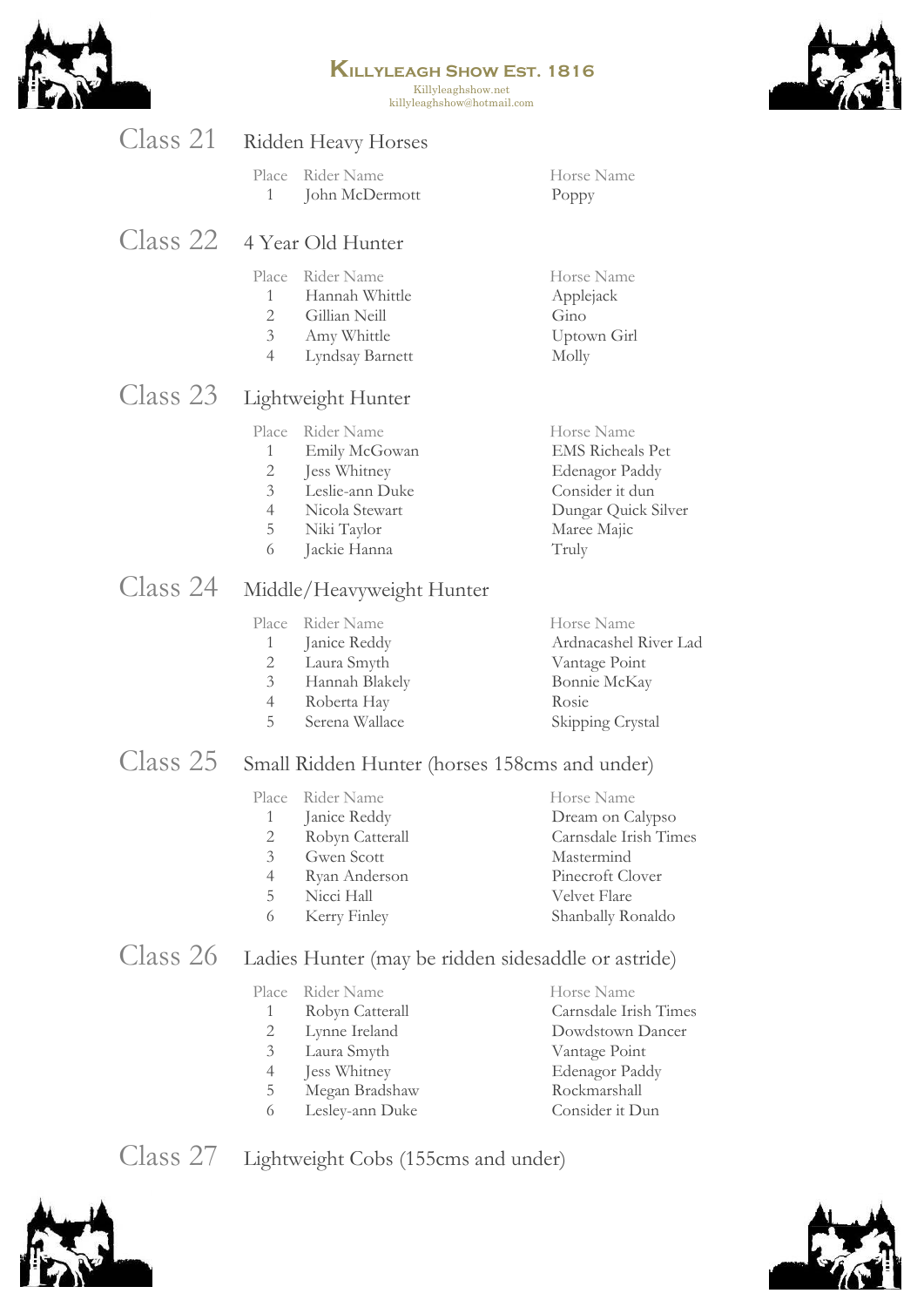## Class 21 Ridden Heavy Horses

| Place | Rider Name | Horse Name |
|---|---|---|
| 1 | John McDermott | Poppy |

## Class 22 4 Year Old Hunter

| Place | Rider Name | Horse Name |
|---|---|---|
| 1 | Hannah Whittle | Applejack |
| 2 | Gillian Neill | Gino |
| 3 | Amy Whittle | Uptown Girl |
| 4 | Lyndsay Barnett | Molly |

## Class 23 Lightweight Hunter

| Place | Rider Name | Horse Name |
|---|---|---|
| 1 | Emily McGowan | EMS Richeals Pet |
| 2 | Jess Whitney | Edenagor Paddy |
| 3 | Leslie-ann Duke | Consider it dun |
| 4 | Nicola Stewart | Dungar Quick Silver |
| 5 | Niki Taylor | Maree Majic |
| 6 | Jackie Hanna | Truly |

## Class 24 Middle/Heavyweight Hunter

| Place | Rider Name | Horse Name |
|---|---|---|
| 1 | Janice Reddy | Ardnacashel River Lad |
| 2 | Laura Smyth | Vantage Point |
| 3 | Hannah Blakely | Bonnie McKay |
| 4 | Roberta Hay | Rosie |
| 5 | Serena Wallace | Skipping Crystal |

## Class 25 Small Ridden Hunter (horses 158cms and under)

| Place | Rider Name | Horse Name |
|---|---|---|
| 1 | Janice Reddy | Dream on Calypso |
| 2 | Robyn Catterall | Carnsdale Irish Times |
| 3 | Gwen Scott | Mastermind |
| 4 | Ryan Anderson | Pinecroft Clover |
| 5 | Nicci Hall | Velvet Flare |
| 6 | Kerry Finley | Shanbally Ronaldo |

## Class 26 Ladies Hunter (may be ridden sidesaddle or astride)

| Place | Rider Name | Horse Name |
|---|---|---|
| 1 | Robyn Catterall | Carnsdale Irish Times |
| 2 | Lynne Ireland | Dowdstown Dancer |
| 3 | Laura Smyth | Vantage Point |
| 4 | Jess Whitney | Edenagor Paddy |
| 5 | Megan Bradshaw | Rockmarshall |
| 6 | Lesley-ann Duke | Consider it Dun |

## Class 27 Lightweight Cobs (155cms and under)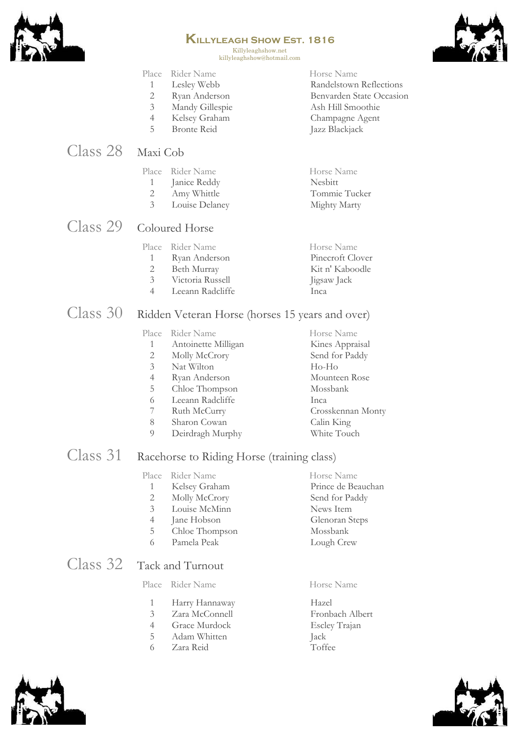# Killyleagh Show Est. 1816

Killyleaghshow.net
killyleaghshow@hotmail.com

| Place | Rider Name | Horse Name |
|---|---|---|
| 1 | Lesley Webb | Randelstown Reflections |
| 2 | Ryan Anderson | Benvarden State Occasion |
| 3 | Mandy Gillespie | Ash Hill Smoothie |
| 4 | Kelsey Graham | Champagne Agent |
| 5 | Bronte Reid | Jazz Blackjack |

## Class 28 Maxi Cob

| Place | Rider Name | Horse Name |
|---|---|---|
| 1 | Janice Reddy | Nesbitt |
| 2 | Amy Whittle | Tommie Tucker |
| 3 | Louise Delaney | Mighty Marty |

## Class 29 Coloured Horse

| Place | Rider Name | Horse Name |
|---|---|---|
| 1 | Ryan Anderson | Pinecroft Clover |
| 2 | Beth Murray | Kit n' Kaboodle |
| 3 | Victoria Russell | Jigsaw Jack |
| 4 | Leeann Radcliffe | Inca |

## Class 30 Ridden Veteran Horse (horses 15 years and over)

| Place | Rider Name | Horse Name |
|---|---|---|
| 1 | Antoinette Milligan | Kines Appraisal |
| 2 | Molly McCrory | Send for Paddy |
| 3 | Nat Wilton | Ho-Ho |
| 4 | Ryan Anderson | Mounteen Rose |
| 5 | Chloe Thompson | Mossbank |
| 6 | Leeann Radcliffe | Inca |
| 7 | Ruth McCurry | Crosskennan Monty |
| 8 | Sharon Cowan | Calin King |
| 9 | Deirdragh Murphy | White Touch |

## Class 31 Racehorse to Riding Horse (training class)

| Place | Rider Name | Horse Name |
|---|---|---|
| 1 | Kelsey Graham | Prince de Beauchan |
| 2 | Molly McCrory | Send for Paddy |
| 3 | Louise McMinn | News Item |
| 4 | Jane Hobson | Glenoran Steps |
| 5 | Chloe Thompson | Mossbank |
| 6 | Pamela Peak | Lough Crew |

## Class 32 Tack and Turnout

| Place | Rider Name | Horse Name |
|---|---|---|
| 1 | Harry Hannaway | Hazel |
| 3 | Zara McConnell | Fronbach Albert |
| 4 | Grace Murdock | Escley Trajan |
| 5 | Adam Whitten | Jack |
| 6 | Zara Reid | Toffee |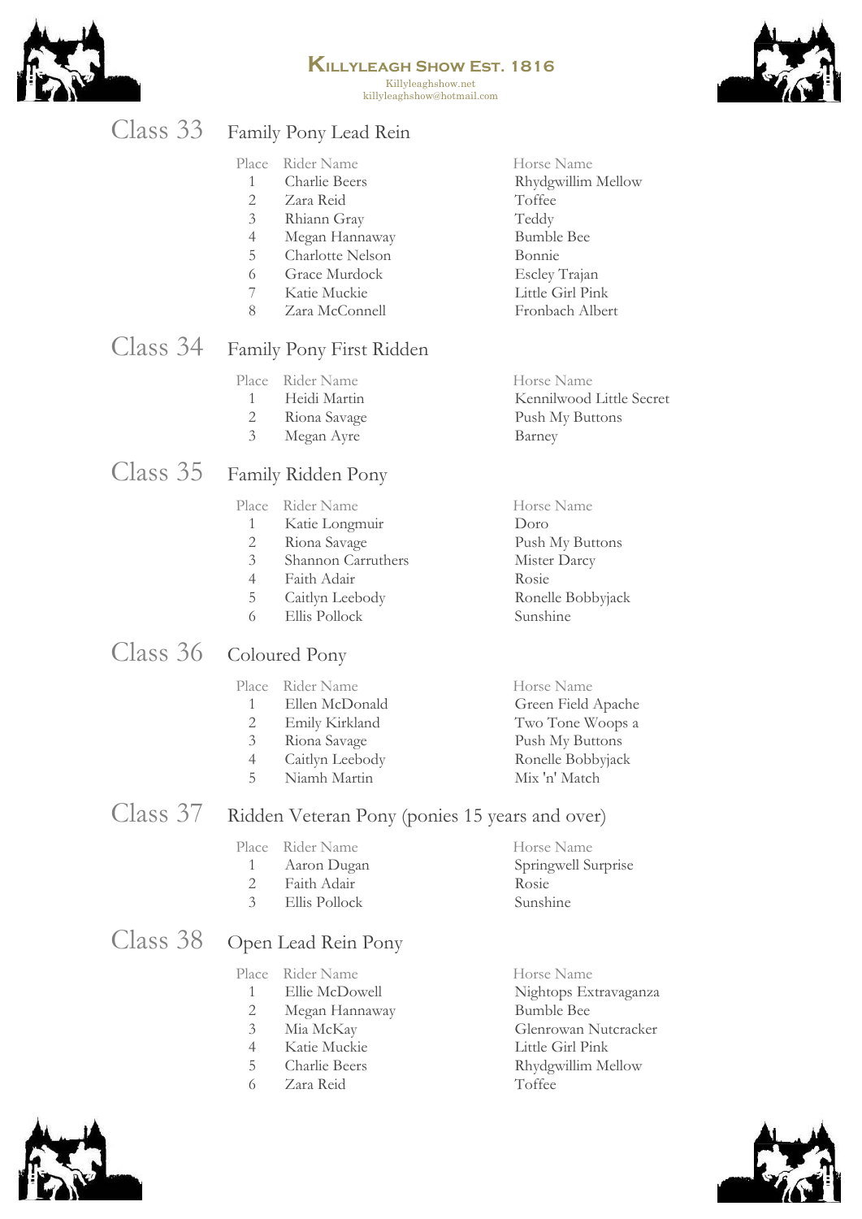## Class 33 Family Pony Lead Rein

| Place | Rider Name | Horse Name |
| --- | --- | --- |
| 1 | Charlie Beers | Rhydgwillim Mellow |
| 2 | Zara Reid | Toffee |
| 3 | Rhiann Gray | Teddy |
| 4 | Megan Hannaway | Bumble Bee |
| 5 | Charlotte Nelson | Bonnie |
| 6 | Grace Murdock | Escley Trajan |
| 7 | Katie Muckie | Little Girl Pink |
| 8 | Zara McConnell | Fronbach Albert |

## Class 34 Family Pony First Ridden

| Place | Rider Name | Horse Name |
| --- | --- | --- |
| 1 | Heidi Martin | Kennilwood Little Secret |
| 2 | Riona Savage | Push My Buttons |
| 3 | Megan Ayre | Barney |

## Class 35 Family Ridden Pony

| Place | Rider Name | Horse Name |
| --- | --- | --- |
| 1 | Katie Longmuir | Doro |
| 2 | Riona Savage | Push My Buttons |
| 3 | Shannon Carruthers | Mister Darcy |
| 4 | Faith Adair | Rosie |
| 5 | Caitlyn Leebody | Ronelle Bobbyjack |
| 6 | Ellis Pollock | Sunshine |

## Class 36 Coloured Pony

| Place | Rider Name | Horse Name |
| --- | --- | --- |
| 1 | Ellen McDonald | Green Field Apache |
| 2 | Emily Kirkland | Two Tone Woops a |
| 3 | Riona Savage | Push My Buttons |
| 4 | Caitlyn Leebody | Ronelle Bobbyjack |
| 5 | Niamh Martin | Mix 'n' Match |

## Class 37 Ridden Veteran Pony (ponies 15 years and over)

| Place | Rider Name | Horse Name |
| --- | --- | --- |
| 1 | Aaron Dugan | Springwell Surprise |
| 2 | Faith Adair | Rosie |
| 3 | Ellis Pollock | Sunshine |

## Class 38 Open Lead Rein Pony

| Place | Rider Name | Horse Name |
| --- | --- | --- |
| 1 | Ellie McDowell | Nightops Extravaganza |
| 2 | Megan Hannaway | Bumble Bee |
| 3 | Mia McKay | Glenrowan Nutcracker |
| 4 | Katie Muckie | Little Girl Pink |
| 5 | Charlie Beers | Rhydgwillim Mellow |
| 6 | Zara Reid | Toffee |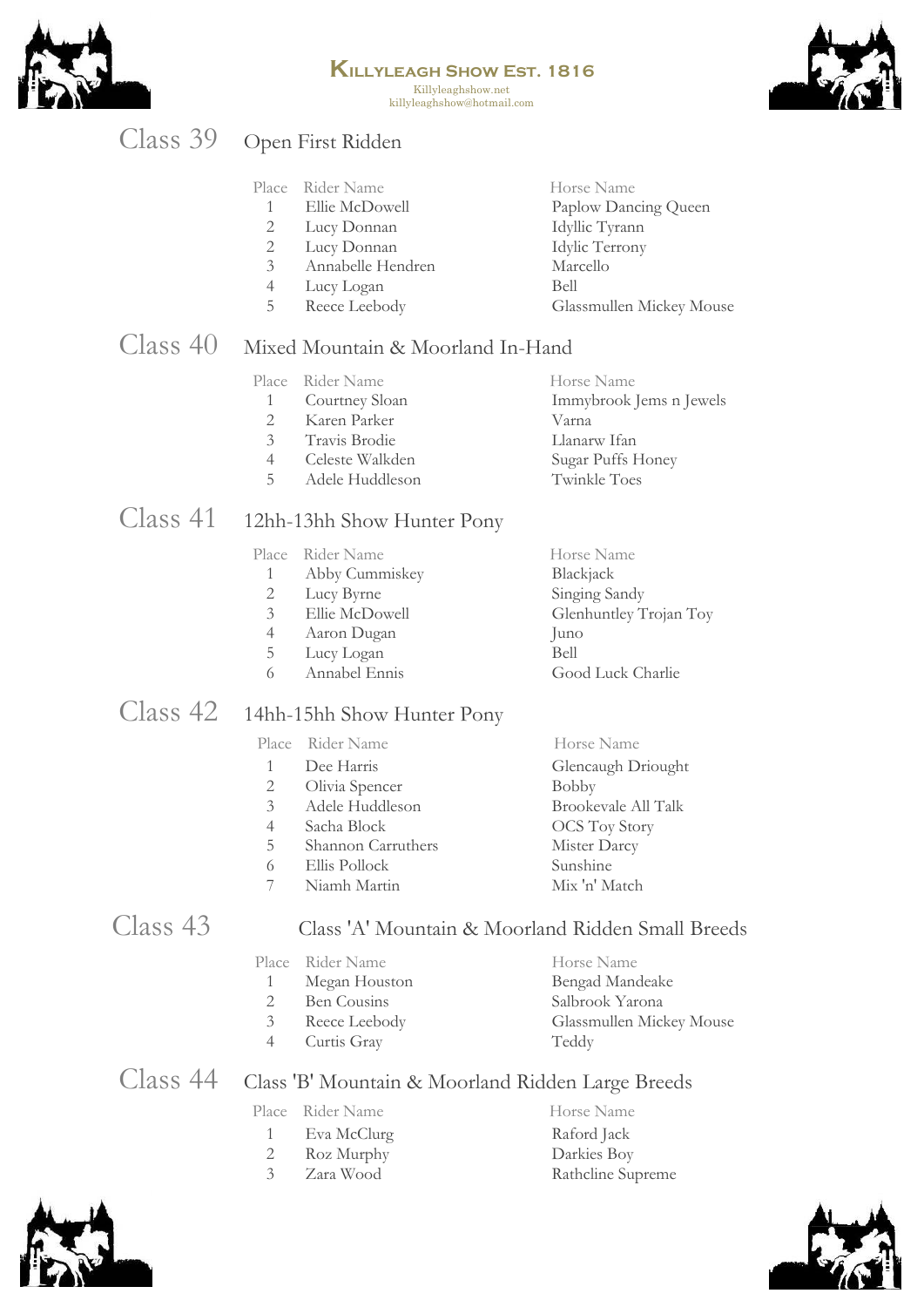# Killyleagh Show Est. 1816

Killyleaghshow.net
killyleaghshow@hotmail.com

## Class 39 Open First Ridden

| Place | Rider Name | Horse Name |
|---|---|---|
| 1 | Ellie McDowell | Paplow Dancing Queen |
| 2 | Lucy Donnan | Idyllic Tyrann |
| 2 | Lucy Donnan | Idylic Terrony |
| 3 | Annabelle Hendren | Marcello |
| 4 | Lucy Logan | Bell |
| 5 | Reece Leebody | Glassmullen Mickey Mouse |

## Class 40 Mixed Mountain & Moorland In-Hand

| Place | Rider Name | Horse Name |
|---|---|---|
| 1 | Courtney Sloan | Immybrook Jems n Jewels |
| 2 | Karen Parker | Varna |
| 3 | Travis Brodie | Llanarw Ifan |
| 4 | Celeste Walkden | Sugar Puffs Honey |
| 5 | Adele Huddleson | Twinkle Toes |

## Class 41 12hh-13hh Show Hunter Pony

| Place | Rider Name | Horse Name |
|---|---|---|
| 1 | Abby Cummiskey | Blackjack |
| 2 | Lucy Byrne | Singing Sandy |
| 3 | Ellie McDowell | Glenhuntley Trojan Toy |
| 4 | Aaron Dugan | Juno |
| 5 | Lucy Logan | Bell |
| 6 | Annabel Ennis | Good Luck Charlie |

## Class 42 14hh-15hh Show Hunter Pony

| Place | Rider Name | Horse Name |
|---|---|---|
| 1 | Dee Harris | Glencaugh Driought |
| 2 | Olivia Spencer | Bobby |
| 3 | Adele Huddleson | Brookevale All Talk |
| 4 | Sacha Block | OCS Toy Story |
| 5 | Shannon Carruthers | Mister Darcy |
| 6 | Ellis Pollock | Sunshine |
| 7 | Niamh Martin | Mix 'n' Match |

## Class 43 Class 'A' Mountain & Moorland Ridden Small Breeds

| Place | Rider Name | Horse Name |
|---|---|---|
| 1 | Megan Houston | Bengad Mandeake |
| 2 | Ben Cousins | Salbrook Yarona |
| 3 | Reece Leebody | Glassmullen Mickey Mouse |
| 4 | Curtis Gray | Teddy |

## Class 44 Class 'B' Mountain & Moorland Ridden Large Breeds

| Place | Rider Name | Horse Name |
|---|---|---|
| 1 | Eva McClurg | Raford Jack |
| 2 | Roz Murphy | Darkies Boy |
| 3 | Zara Wood | Rathcline Supreme |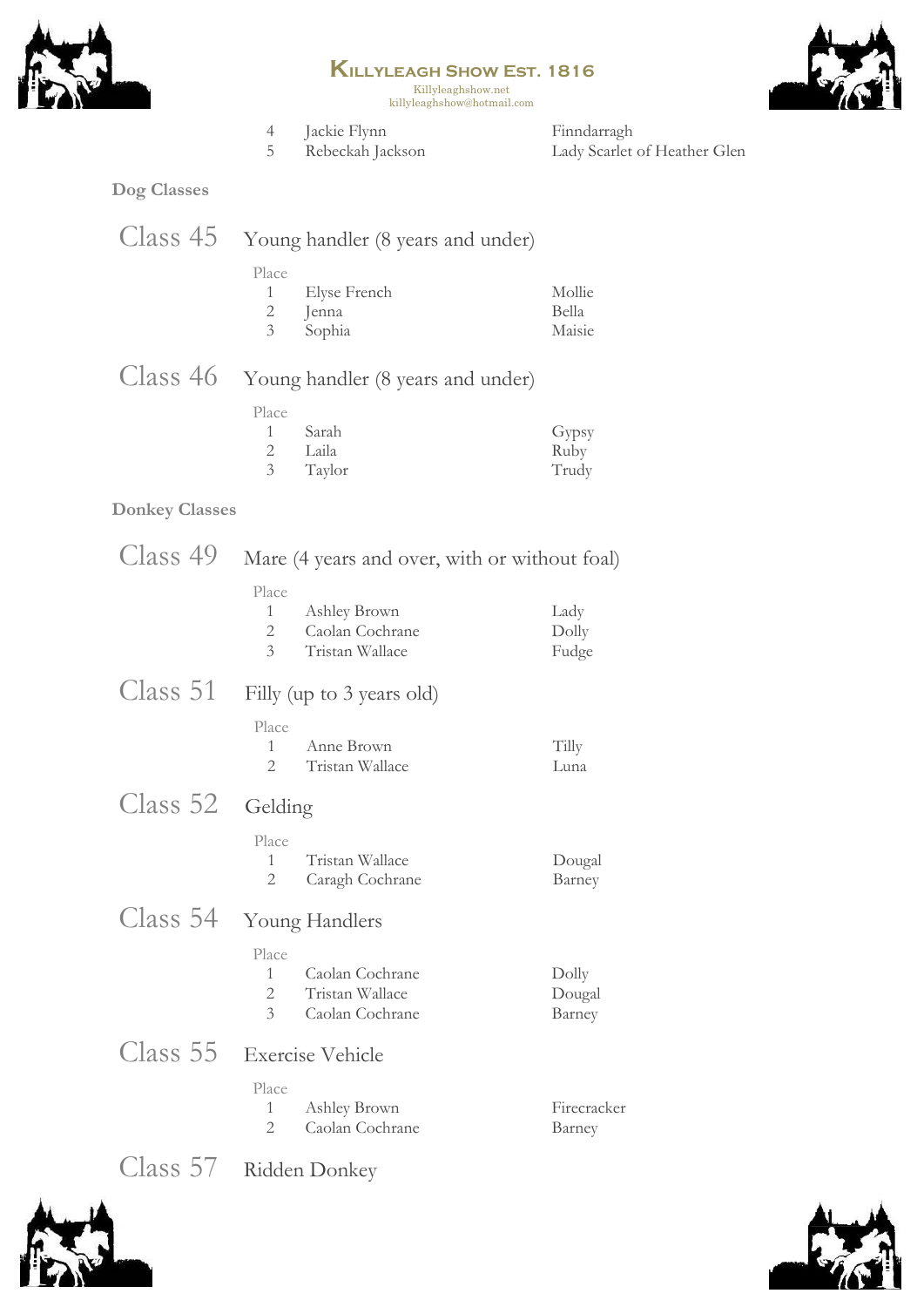| | | |
|---|---|---|
| 4 | Jackie Flynn | Finndarragh |
| 5 | Rebeckah Jackson | Lady Scarlet of Heather Glen |

## Dog Classes

### Class 45 Young handler (8 years and under)

| Place | | |
|---|---|---|
| 1 | Elyse French | Mollie |
| 2 | Jenna | Bella |
| 3 | Sophia | Maisie |

### Class 46 Young handler (8 years and under)

| Place | | |
|---|---|---|
| 1 | Sarah | Gypsy |
| 2 | Laila | Ruby |
| 3 | Taylor | Trudy |

## Donkey Classes

### Class 49 Mare (4 years and over, with or without foal)

| Place | | |
|---|---|---|
| 1 | Ashley Brown | Lady |
| 2 | Caolan Cochrane | Dolly |
| 3 | Tristan Wallace | Fudge |

### Class 51 Filly (up to 3 years old)

| Place | | |
|---|---|---|
| 1 | Anne Brown | Tilly |
| 2 | Tristan Wallace | Luna |

### Class 52 Gelding

| Place | | |
|---|---|---|
| 1 | Tristan Wallace | Dougal |
| 2 | Caragh Cochrane | Barney |

### Class 54 Young Handlers

| Place | | |
|---|---|---|
| 1 | Caolan Cochrane | Dolly |
| 2 | Tristan Wallace | Dougal |
| 3 | Caolan Cochrane | Barney |

### Class 55 Exercise Vehicle

| Place | | |
|---|---|---|
| 1 | Ashley Brown | Firecracker |
| 2 | Caolan Cochrane | Barney |

### Class 57 Ridden Donkey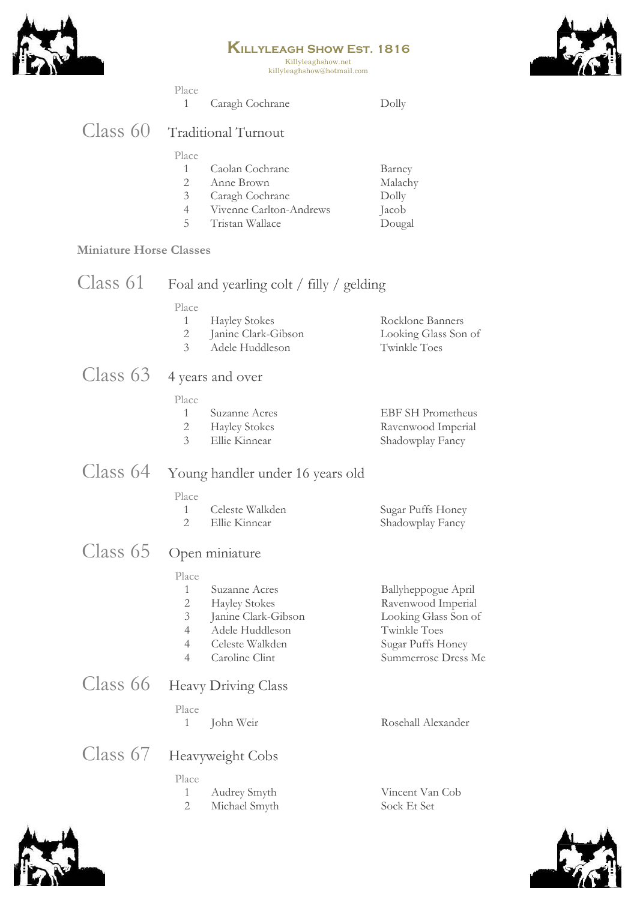| Place | | |
|---|---|---|
| 1 | Caragh Cochrane | Dolly |

## Class 60 Traditional Turnout

| Place | | |
|---|---|---|
| 1 | Caolan Cochrane | Barney |
| 2 | Anne Brown | Malachy |
| 3 | Caragh Cochrane | Dolly |
| 4 | Vivenne Carlton-Andrews | Jacob |
| 5 | Tristan Wallace | Dougal |

**Miniature Horse Classes**

## Class 61 Foal and yearling colt / filly / gelding

| Place | | |
|---|---|---|
| 1 | Hayley Stokes | Rocklone Banners |
| 2 | Janine Clark-Gibson | Looking Glass Son of |
| 3 | Adele Huddleson | Twinkle Toes |

## Class 63 4 years and over

| Place | | |
|---|---|---|
| 1 | Suzanne Acres | EBF SH Prometheus |
| 2 | Hayley Stokes | Ravenwood Imperial |
| 3 | Ellie Kinnear | Shadowplay Fancy |

## Class 64 Young handler under 16 years old

| Place | | |
|---|---|---|
| 1 | Celeste Walkden | Sugar Puffs Honey |
| 2 | Ellie Kinnear | Shadowplay Fancy |

## Class 65 Open miniature

| Place | | |
|---|---|---|
| 1 | Suzanne Acres | Ballyheppogue April |
| 2 | Hayley Stokes | Ravenwood Imperial |
| 3 | Janine Clark-Gibson | Looking Glass Son of |
| 4 | Adele Huddleson | Twinkle Toes |
| 4 | Celeste Walkden | Sugar Puffs Honey |
| 4 | Caroline Clint | Summerrose Dress Me |

## Class 66 Heavy Driving Class

| Place | | |
|---|---|---|
| 1 | John Weir | Rosehall Alexander |

## Class 67 Heavyweight Cobs

| Place | | |
|---|---|---|
| 1 | Audrey Smyth | Vincent Van Cob |
| 2 | Michael Smyth | Sock Et Set |